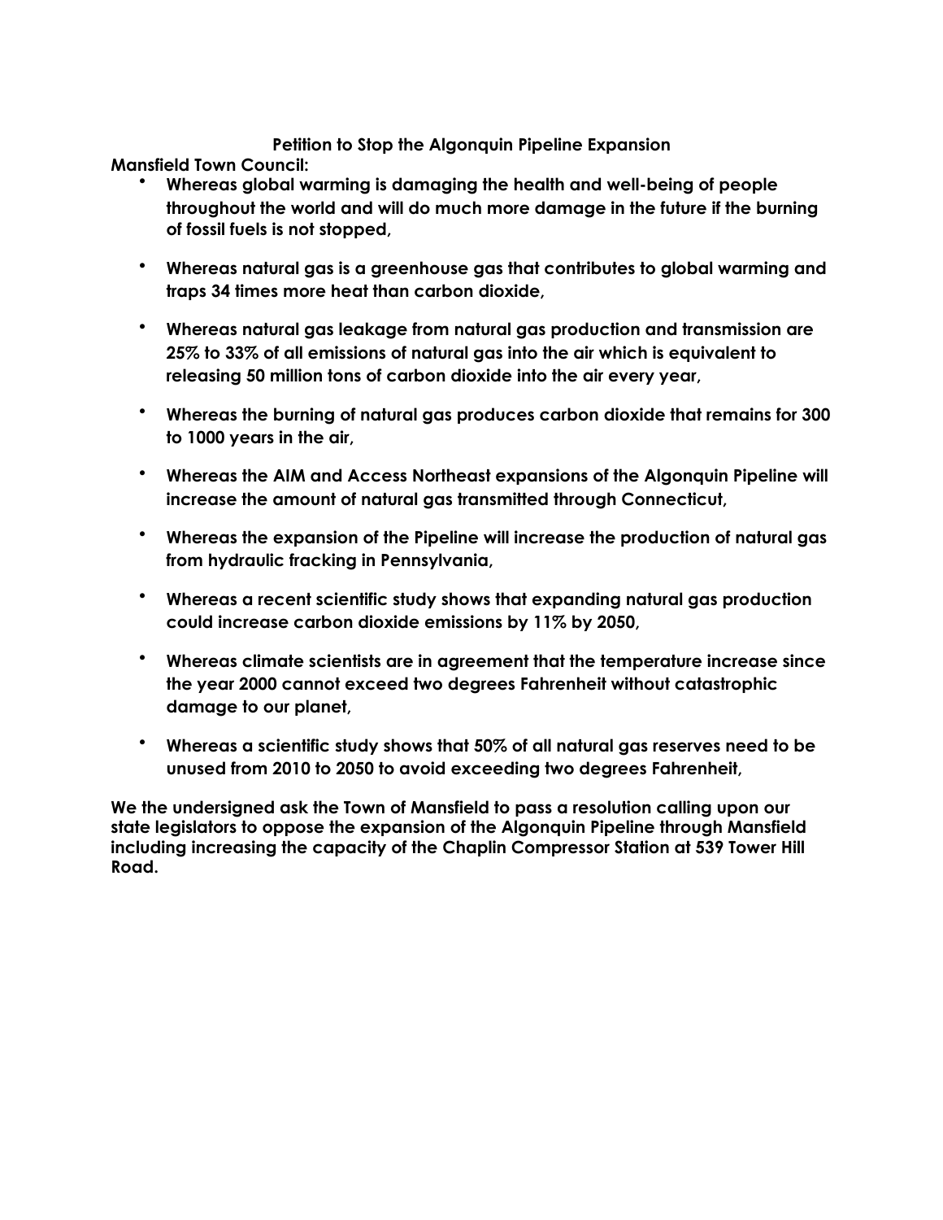**Petition to Stop the Algonquin Pipeline Expansion**

**Mansfield Town Council:**

- **Whereas global warming is damaging the health and well-being of people throughout the world and will do much more damage in the future if the burning of fossil fuels is not stopped,**
- **Whereas natural gas is a greenhouse gas that contributes to global warming and traps 34 times more heat than carbon dioxide,**
- **Whereas natural gas leakage from natural gas production and transmission are 25% to 33% of all emissions of natural gas into the air which is equivalent to releasing 50 million tons of carbon dioxide into the air every year,**
- **Whereas the burning of natural gas produces carbon dioxide that remains for 300 to 1000 years in the air,**
- **Whereas the AIM and Access Northeast expansions of the Algonquin Pipeline will increase the amount of natural gas transmitted through Connecticut,**
- **Whereas the expansion of the Pipeline will increase the production of natural gas from hydraulic fracking in Pennsylvania,**
- **Whereas a recent scientific study shows that expanding natural gas production could increase carbon dioxide emissions by 11% by 2050,**
- **Whereas climate scientists are in agreement that the temperature increase since the year 2000 cannot exceed two degrees Fahrenheit without catastrophic damage to our planet,**
- **Whereas a scientific study shows that 50% of all natural gas reserves need to be unused from 2010 to 2050 to avoid exceeding two degrees Fahrenheit,**

**We the undersigned ask the Town of Mansfield to pass a resolution calling upon our state legislators to oppose the expansion of the Algonquin Pipeline through Mansfield including increasing the capacity of the Chaplin Compressor Station at 539 Tower Hill Road.**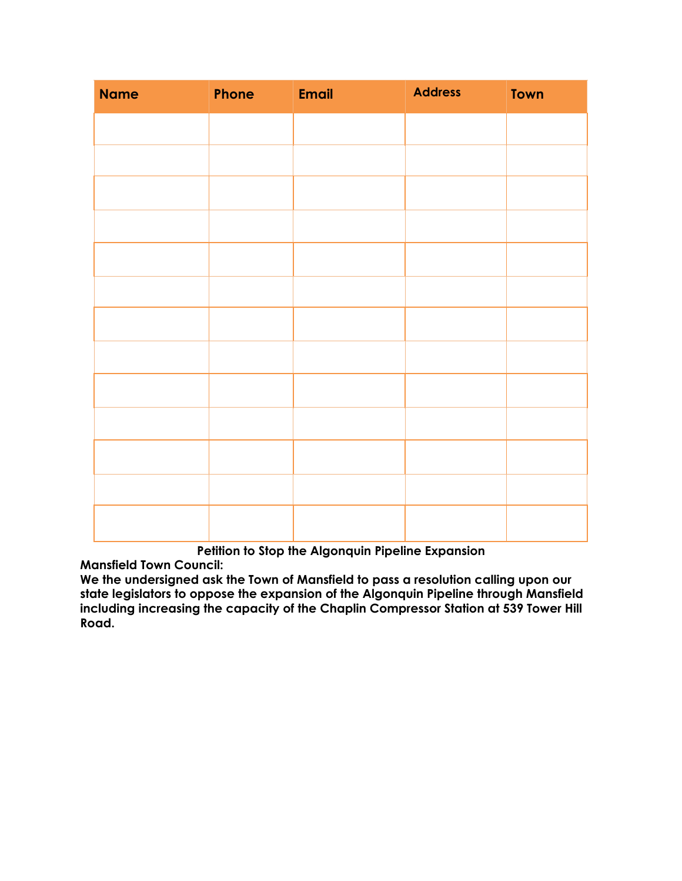| Name | Phone | Email | Address | Town |
| --- | --- | --- | --- | --- |
| | | | | |
| | | | | |
| | | | | |
| | | | | |
| | | | | |
| | | | | |
| | | | | |
| | | | | |
| | | | | |
| | | | | |
| | | | | |
| | | | | |
| | | | | |

**Petition to Stop the Algonquin Pipeline Expansion**

**Mansfield Town Council:**

**We the undersigned ask the Town of Mansfield to pass a resolution calling upon our state legislators to oppose the expansion of the Algonquin Pipeline through Mansfield including increasing the capacity of the Chaplin Compressor Station at 539 Tower Hill Road.**